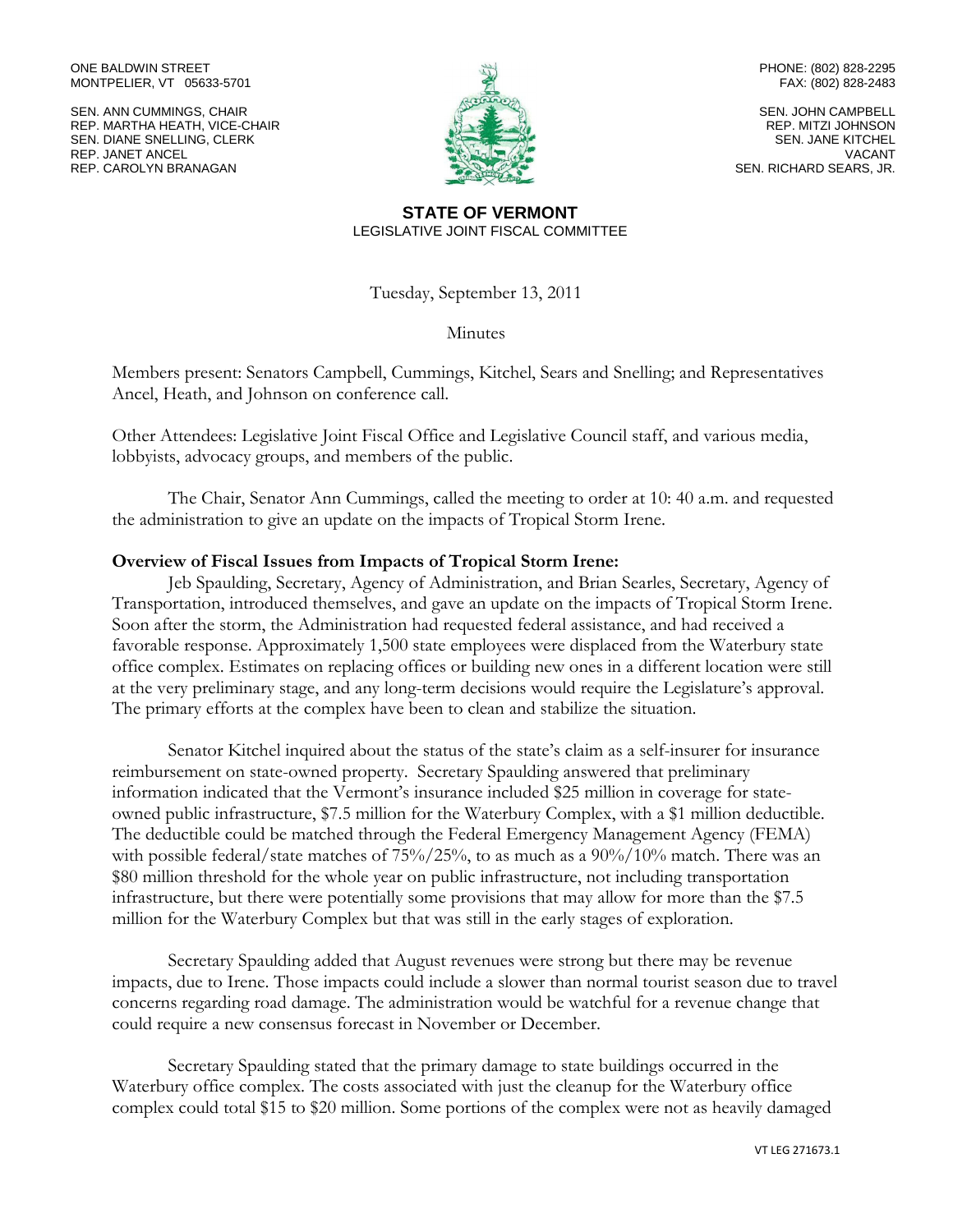ONE BALDWIN STREET
MONTPELIER, VT 05633-5701

PHONE: (802) 828-2295
FAX: (802) 828-2483

SEN. ANN CUMMINGS, CHAIR
REP. MARTHA HEATH, VICE-CHAIR
SEN. DIANE SNELLING, CLERK
REP. JANET ANCEL
REP. CAROLYN BRANAGAN

SEN. JOHN CAMPBELL
REP. MITZI JOHNSON
SEN. JANE KITCHEL
VACANT
SEN. RICHARD SEARS, JR.

**STATE OF VERMONT**
LEGISLATIVE JOINT FISCAL COMMITTEE

Tuesday, September 13, 2011

Minutes

Members present: Senators Campbell, Cummings, Kitchel, Sears and Snelling; and Representatives Ancel, Heath, and Johnson on conference call.

Other Attendees: Legislative Joint Fiscal Office and Legislative Council staff, and various media, lobbyists, advocacy groups, and members of the public.

The Chair, Senator Ann Cummings, called the meeting to order at 10: 40 a.m. and requested the administration to give an update on the impacts of Tropical Storm Irene.

**Overview of Fiscal Issues from Impacts of Tropical Storm Irene:**

Jeb Spaulding, Secretary, Agency of Administration, and Brian Searles, Secretary, Agency of Transportation, introduced themselves, and gave an update on the impacts of Tropical Storm Irene. Soon after the storm, the Administration had requested federal assistance, and had received a favorable response. Approximately 1,500 state employees were displaced from the Waterbury state office complex. Estimates on replacing offices or building new ones in a different location were still at the very preliminary stage, and any long-term decisions would require the Legislature's approval. The primary efforts at the complex have been to clean and stabilize the situation.

Senator Kitchel inquired about the status of the state's claim as a self-insurer for insurance reimbursement on state-owned property. Secretary Spaulding answered that preliminary information indicated that the Vermont's insurance included $25 million in coverage for state-owned public infrastructure, $7.5 million for the Waterbury Complex, with a $1 million deductible. The deductible could be matched through the Federal Emergency Management Agency (FEMA) with possible federal/state matches of 75%/25%, to as much as a 90%/10% match. There was an $80 million threshold for the whole year on public infrastructure, not including transportation infrastructure, but there were potentially some provisions that may allow for more than the $7.5 million for the Waterbury Complex but that was still in the early stages of exploration.

Secretary Spaulding added that August revenues were strong but there may be revenue impacts, due to Irene. Those impacts could include a slower than normal tourist season due to travel concerns regarding road damage. The administration would be watchful for a revenue change that could require a new consensus forecast in November or December.

Secretary Spaulding stated that the primary damage to state buildings occurred in the Waterbury office complex. The costs associated with just the cleanup for the Waterbury office complex could total $15 to $20 million. Some portions of the complex were not as heavily damaged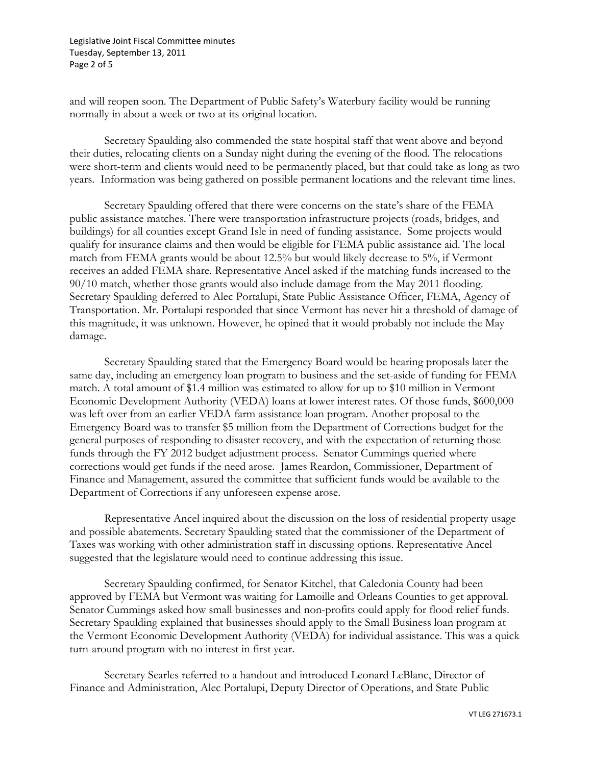and will reopen soon. The Department of Public Safety's Waterbury facility would be running normally in about a week or two at its original location.

Secretary Spaulding also commended the state hospital staff that went above and beyond their duties, relocating clients on a Sunday night during the evening of the flood. The relocations were short-term and clients would need to be permanently placed, but that could take as long as two years. Information was being gathered on possible permanent locations and the relevant time lines.

Secretary Spaulding offered that there were concerns on the state's share of the FEMA public assistance matches. There were transportation infrastructure projects (roads, bridges, and buildings) for all counties except Grand Isle in need of funding assistance. Some projects would qualify for insurance claims and then would be eligible for FEMA public assistance aid. The local match from FEMA grants would be about 12.5% but would likely decrease to 5%, if Vermont receives an added FEMA share. Representative Ancel asked if the matching funds increased to the 90/10 match, whether those grants would also include damage from the May 2011 flooding. Secretary Spaulding deferred to Alec Portalupi, State Public Assistance Officer, FEMA, Agency of Transportation. Mr. Portalupi responded that since Vermont has never hit a threshold of damage of this magnitude, it was unknown. However, he opined that it would probably not include the May damage.

Secretary Spaulding stated that the Emergency Board would be hearing proposals later the same day, including an emergency loan program to business and the set-aside of funding for FEMA match. A total amount of $1.4 million was estimated to allow for up to $10 million in Vermont Economic Development Authority (VEDA) loans at lower interest rates. Of those funds, $600,000 was left over from an earlier VEDA farm assistance loan program. Another proposal to the Emergency Board was to transfer $5 million from the Department of Corrections budget for the general purposes of responding to disaster recovery, and with the expectation of returning those funds through the FY 2012 budget adjustment process. Senator Cummings queried where corrections would get funds if the need arose. James Reardon, Commissioner, Department of Finance and Management, assured the committee that sufficient funds would be available to the Department of Corrections if any unforeseen expense arose.

Representative Ancel inquired about the discussion on the loss of residential property usage and possible abatements. Secretary Spaulding stated that the commissioner of the Department of Taxes was working with other administration staff in discussing options. Representative Ancel suggested that the legislature would need to continue addressing this issue.

Secretary Spaulding confirmed, for Senator Kitchel, that Caledonia County had been approved by FEMA but Vermont was waiting for Lamoille and Orleans Counties to get approval. Senator Cummings asked how small businesses and non-profits could apply for flood relief funds. Secretary Spaulding explained that businesses should apply to the Small Business loan program at the Vermont Economic Development Authority (VEDA) for individual assistance. This was a quick turn-around program with no interest in first year.

Secretary Searles referred to a handout and introduced Leonard LeBlanc, Director of Finance and Administration, Alec Portalupi, Deputy Director of Operations, and State Public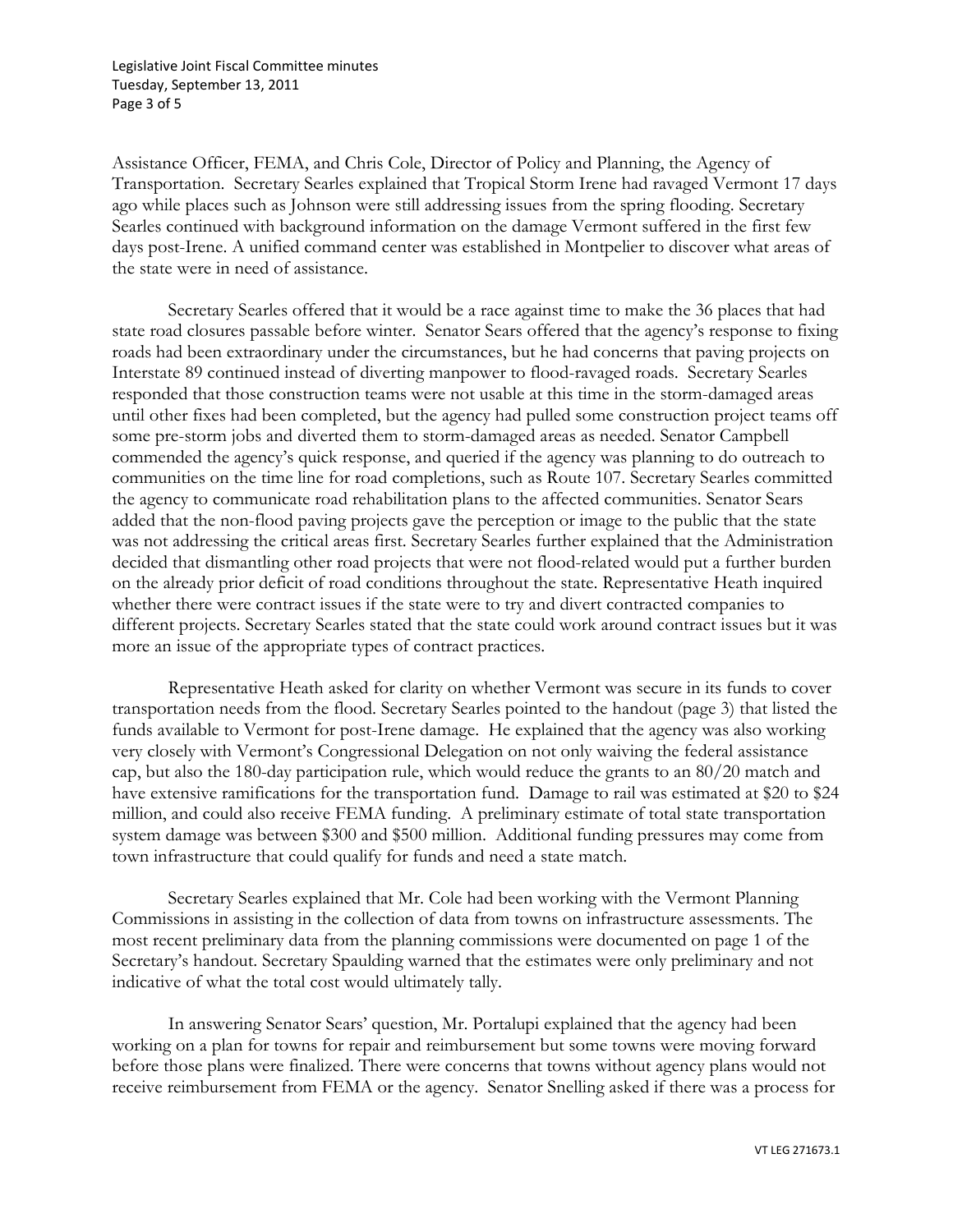Assistance Officer, FEMA, and Chris Cole, Director of Policy and Planning, the Agency of Transportation. Secretary Searles explained that Tropical Storm Irene had ravaged Vermont 17 days ago while places such as Johnson were still addressing issues from the spring flooding. Secretary Searles continued with background information on the damage Vermont suffered in the first few days post-Irene. A unified command center was established in Montpelier to discover what areas of the state were in need of assistance.

Secretary Searles offered that it would be a race against time to make the 36 places that had state road closures passable before winter. Senator Sears offered that the agency's response to fixing roads had been extraordinary under the circumstances, but he had concerns that paving projects on Interstate 89 continued instead of diverting manpower to flood-ravaged roads. Secretary Searles responded that those construction teams were not usable at this time in the storm-damaged areas until other fixes had been completed, but the agency had pulled some construction project teams off some pre-storm jobs and diverted them to storm-damaged areas as needed. Senator Campbell commended the agency's quick response, and queried if the agency was planning to do outreach to communities on the time line for road completions, such as Route 107. Secretary Searles committed the agency to communicate road rehabilitation plans to the affected communities. Senator Sears added that the non-flood paving projects gave the perception or image to the public that the state was not addressing the critical areas first. Secretary Searles further explained that the Administration decided that dismantling other road projects that were not flood-related would put a further burden on the already prior deficit of road conditions throughout the state. Representative Heath inquired whether there were contract issues if the state were to try and divert contracted companies to different projects. Secretary Searles stated that the state could work around contract issues but it was more an issue of the appropriate types of contract practices.

Representative Heath asked for clarity on whether Vermont was secure in its funds to cover transportation needs from the flood. Secretary Searles pointed to the handout (page 3) that listed the funds available to Vermont for post-Irene damage. He explained that the agency was also working very closely with Vermont's Congressional Delegation on not only waiving the federal assistance cap, but also the 180-day participation rule, which would reduce the grants to an 80/20 match and have extensive ramifications for the transportation fund. Damage to rail was estimated at $20 to $24 million, and could also receive FEMA funding. A preliminary estimate of total state transportation system damage was between $300 and $500 million. Additional funding pressures may come from town infrastructure that could qualify for funds and need a state match.

Secretary Searles explained that Mr. Cole had been working with the Vermont Planning Commissions in assisting in the collection of data from towns on infrastructure assessments. The most recent preliminary data from the planning commissions were documented on page 1 of the Secretary's handout. Secretary Spaulding warned that the estimates were only preliminary and not indicative of what the total cost would ultimately tally.

In answering Senator Sears' question, Mr. Portalupi explained that the agency had been working on a plan for towns for repair and reimbursement but some towns were moving forward before those plans were finalized. There were concerns that towns without agency plans would not receive reimbursement from FEMA or the agency. Senator Snelling asked if there was a process for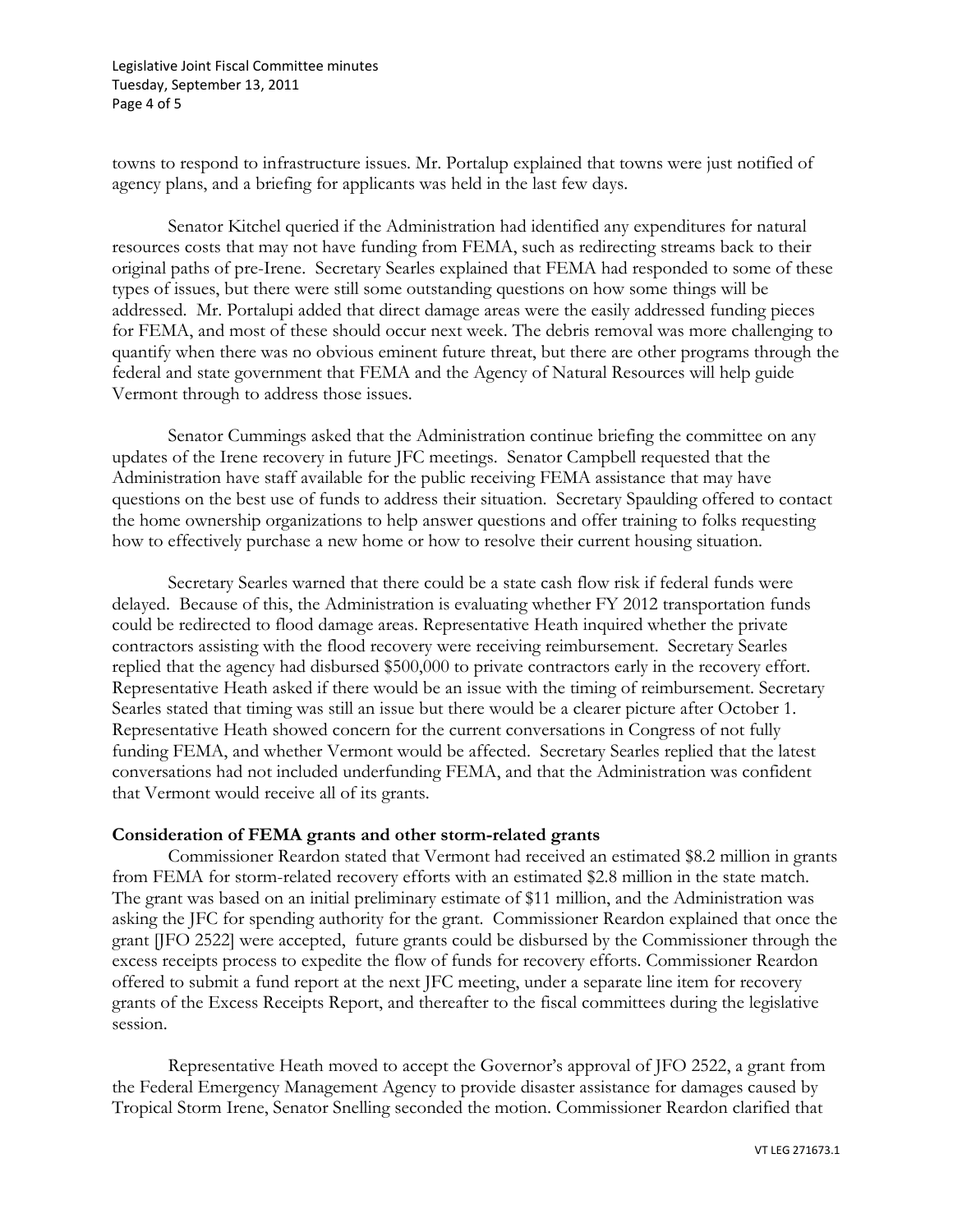towns to respond to infrastructure issues. Mr. Portalup explained that towns were just notified of agency plans, and a briefing for applicants was held in the last few days.

Senator Kitchel queried if the Administration had identified any expenditures for natural resources costs that may not have funding from FEMA, such as redirecting streams back to their original paths of pre-Irene. Secretary Searles explained that FEMA had responded to some of these types of issues, but there were still some outstanding questions on how some things will be addressed. Mr. Portalupi added that direct damage areas were the easily addressed funding pieces for FEMA, and most of these should occur next week. The debris removal was more challenging to quantify when there was no obvious eminent future threat, but there are other programs through the federal and state government that FEMA and the Agency of Natural Resources will help guide Vermont through to address those issues.

Senator Cummings asked that the Administration continue briefing the committee on any updates of the Irene recovery in future JFC meetings. Senator Campbell requested that the Administration have staff available for the public receiving FEMA assistance that may have questions on the best use of funds to address their situation. Secretary Spaulding offered to contact the home ownership organizations to help answer questions and offer training to folks requesting how to effectively purchase a new home or how to resolve their current housing situation.

Secretary Searles warned that there could be a state cash flow risk if federal funds were delayed. Because of this, the Administration is evaluating whether FY 2012 transportation funds could be redirected to flood damage areas. Representative Heath inquired whether the private contractors assisting with the flood recovery were receiving reimbursement. Secretary Searles replied that the agency had disbursed $500,000 to private contractors early in the recovery effort. Representative Heath asked if there would be an issue with the timing of reimbursement. Secretary Searles stated that timing was still an issue but there would be a clearer picture after October 1. Representative Heath showed concern for the current conversations in Congress of not fully funding FEMA, and whether Vermont would be affected. Secretary Searles replied that the latest conversations had not included underfunding FEMA, and that the Administration was confident that Vermont would receive all of its grants.

**Consideration of FEMA grants and other storm-related grants**

Commissioner Reardon stated that Vermont had received an estimated $8.2 million in grants from FEMA for storm-related recovery efforts with an estimated $2.8 million in the state match. The grant was based on an initial preliminary estimate of $11 million, and the Administration was asking the JFC for spending authority for the grant. Commissioner Reardon explained that once the grant [JFO 2522] were accepted, future grants could be disbursed by the Commissioner through the excess receipts process to expedite the flow of funds for recovery efforts. Commissioner Reardon offered to submit a fund report at the next JFC meeting, under a separate line item for recovery grants of the Excess Receipts Report, and thereafter to the fiscal committees during the legislative session.

Representative Heath moved to accept the Governor's approval of JFO 2522, a grant from the Federal Emergency Management Agency to provide disaster assistance for damages caused by Tropical Storm Irene, Senator Snelling seconded the motion. Commissioner Reardon clarified that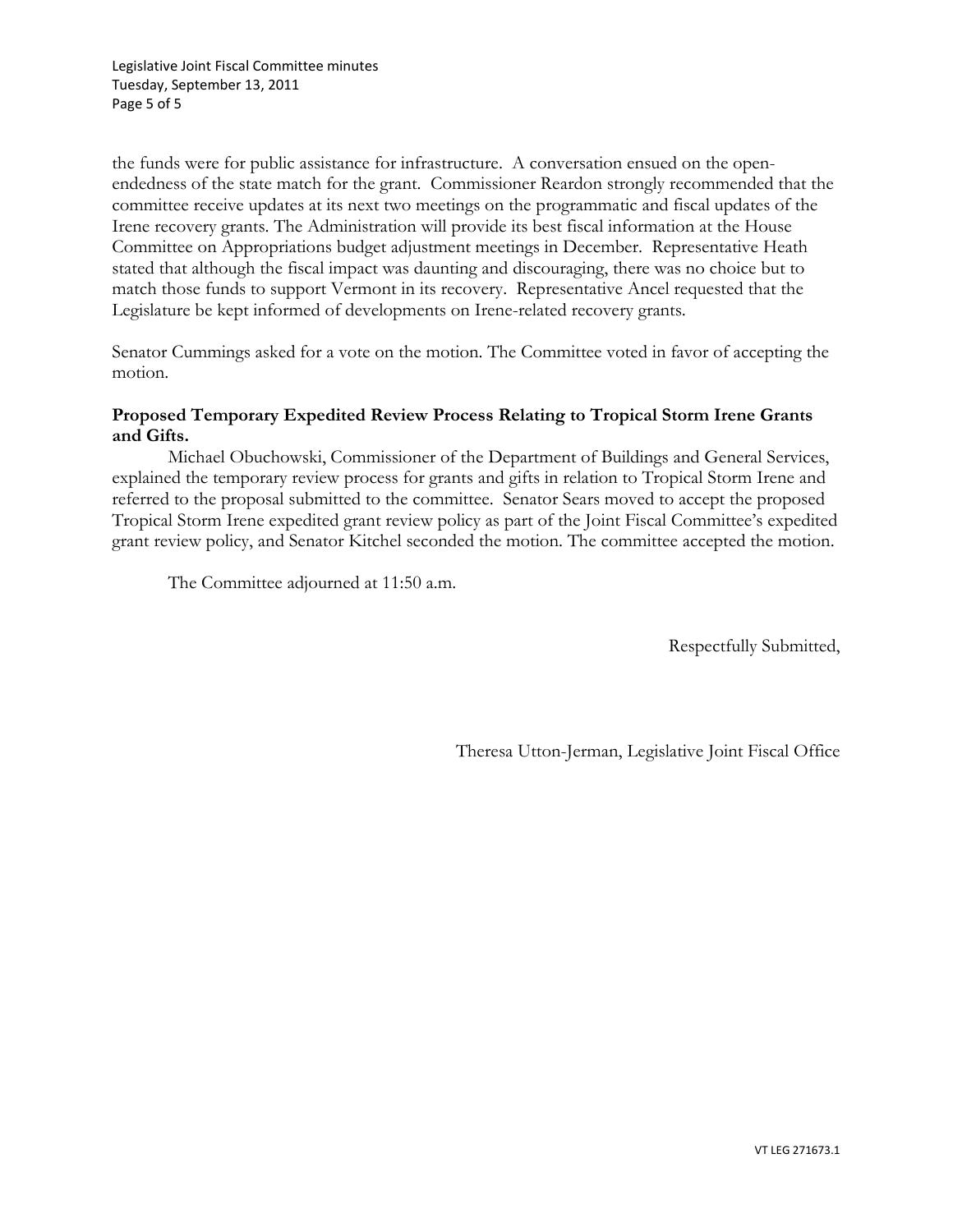the funds were for public assistance for infrastructure. A conversation ensued on the open-endedness of the state match for the grant. Commissioner Reardon strongly recommended that the committee receive updates at its next two meetings on the programmatic and fiscal updates of the Irene recovery grants. The Administration will provide its best fiscal information at the House Committee on Appropriations budget adjustment meetings in December. Representative Heath stated that although the fiscal impact was daunting and discouraging, there was no choice but to match those funds to support Vermont in its recovery. Representative Ancel requested that the Legislature be kept informed of developments on Irene-related recovery grants.

Senator Cummings asked for a vote on the motion. The Committee voted in favor of accepting the motion.

**Proposed Temporary Expedited Review Process Relating to Tropical Storm Irene Grants and Gifts.**

Michael Obuchowski, Commissioner of the Department of Buildings and General Services, explained the temporary review process for grants and gifts in relation to Tropical Storm Irene and referred to the proposal submitted to the committee. Senator Sears moved to accept the proposed Tropical Storm Irene expedited grant review policy as part of the Joint Fiscal Committee's expedited grant review policy, and Senator Kitchel seconded the motion. The committee accepted the motion.

The Committee adjourned at 11:50 a.m.

Respectfully Submitted,

Theresa Utton-Jerman, Legislative Joint Fiscal Office

VT LEG 271673.1